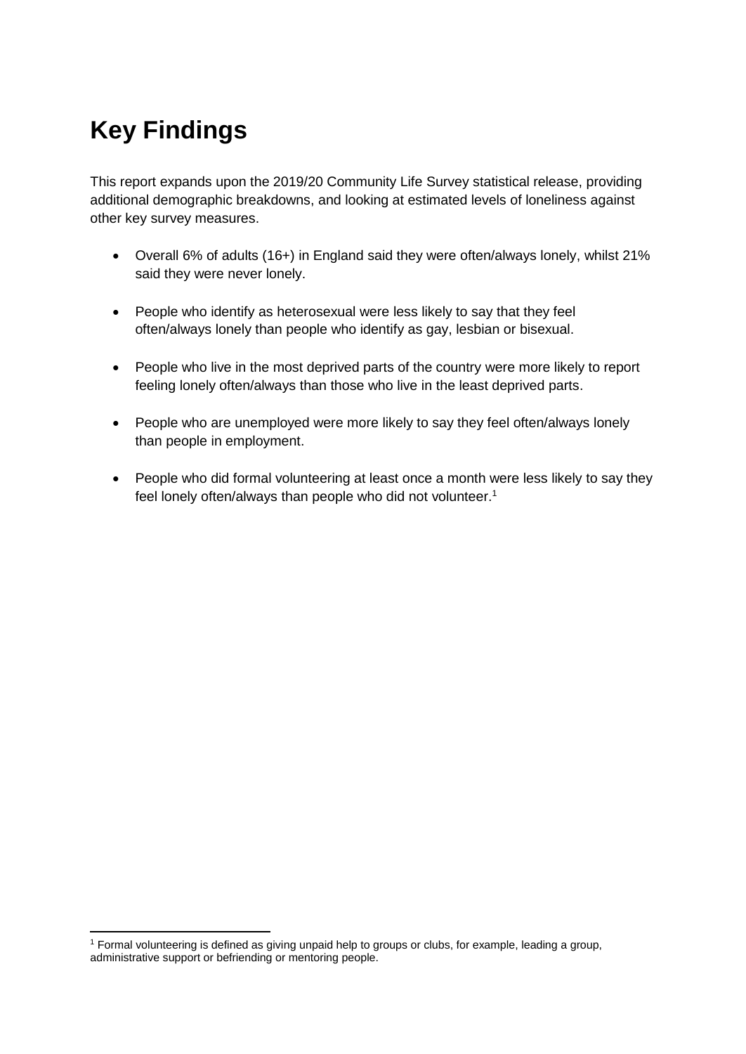# Key Findings

This report expands upon the 2019/20 Community Life Survey statistical release, providing additional demographic breakdowns, and looking at estimated levels of loneliness against other key survey measures.

- Overall 6% of adults (16+) in England said they were often/always lonely, whilst 21% said they were never lonely.
- People who identify as heterosexual were less likely to say that they feel often/always lonely than people who identify as gay, lesbian or bisexual.
- People who live in the most deprived parts of the country were more likely to report feeling lonely often/always than those who live in the least deprived parts.
- People who are unemployed were more likely to say they feel often/always lonely than people in employment.
- People who did formal volunteering at least once a month were less likely to say they feel lonely often/always than people who did not volunteer.[1]

[1] Formal volunteering is defined as giving unpaid help to groups or clubs, for example, leading a group, administrative support or befriending or mentoring people.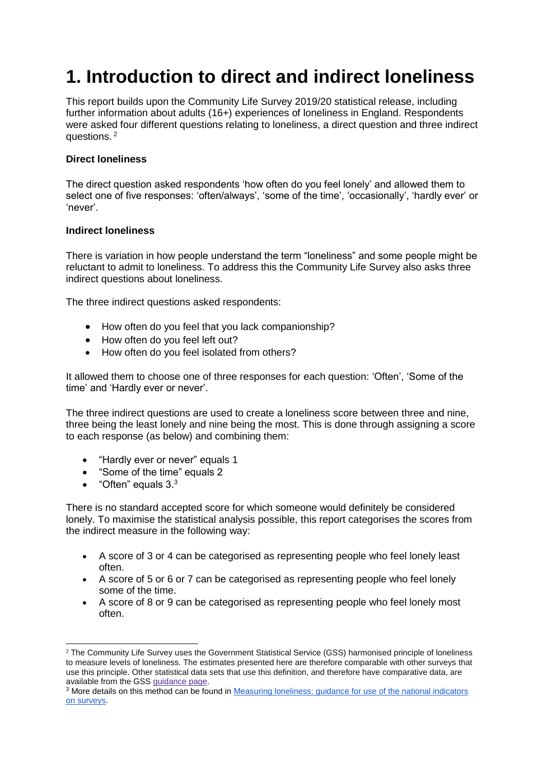# 1. Introduction to direct and indirect loneliness

This report builds upon the Community Life Survey 2019/20 statistical release, including further information about adults (16+) experiences of loneliness in England. Respondents were asked four different questions relating to loneliness, a direct question and three indirect questions. [2]

**Direct loneliness**

The direct question asked respondents 'how often do you feel lonely' and allowed them to select one of five responses: 'often/always', 'some of the time', 'occasionally', 'hardly ever' or 'never'.

**Indirect loneliness**

There is variation in how people understand the term "loneliness" and some people might be reluctant to admit to loneliness. To address this the Community Life Survey also asks three indirect questions about loneliness.

The three indirect questions asked respondents:

- How often do you feel that you lack companionship?
- How often do you feel left out?
- How often do you feel isolated from others?

It allowed them to choose one of three responses for each question: 'Often', 'Some of the time' and 'Hardly ever or never'.

The three indirect questions are used to create a loneliness score between three and nine, three being the least lonely and nine being the most. This is done through assigning a score to each response (as below) and combining them:

- "Hardly ever or never" equals 1
- "Some of the time" equals 2
- "Often" equals 3.[3]

There is no standard accepted score for which someone would definitely be considered lonely. To maximise the statistical analysis possible, this report categorises the scores from the indirect measure in the following way:

- A score of 3 or 4 can be categorised as representing people who feel lonely least often.
- A score of 5 or 6 or 7 can be categorised as representing people who feel lonely some of the time.
- A score of 8 or 9 can be categorised as representing people who feel lonely most often.

---

[2] The Community Life Survey uses the Government Statistical Service (GSS) harmonised principle of loneliness to measure levels of loneliness. The estimates presented here are therefore comparable with other surveys that use this principle. Other statistical data sets that use this definition, and therefore have comparative data, are available from the GSS guidance page.

[3] More details on this method can be found in Measuring loneliness: guidance for use of the national indicators on surveys.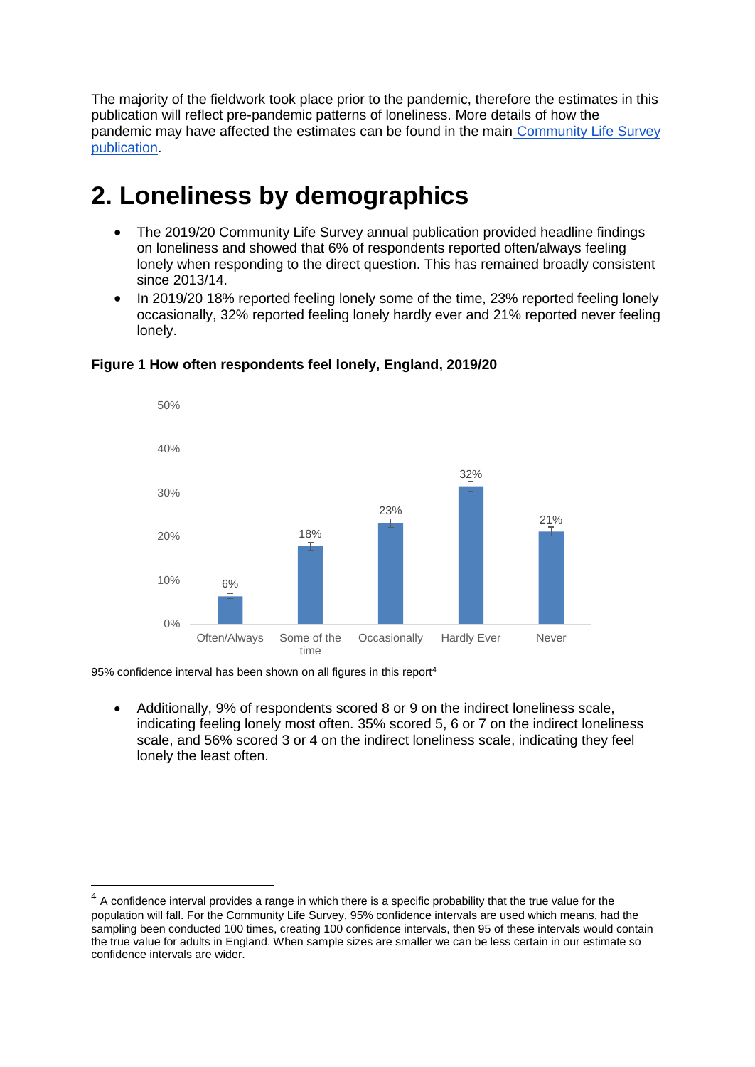The majority of the fieldwork took place prior to the pandemic, therefore the estimates in this publication will reflect pre-pandemic patterns of loneliness. More details of how the pandemic may have affected the estimates can be found in the main [Community Life Survey publication](#).

# 2. Loneliness by demographics

- The 2019/20 Community Life Survey annual publication provided headline findings on loneliness and showed that 6% of respondents reported often/always feeling lonely when responding to the direct question. This has remained broadly consistent since 2013/14.
- In 2019/20 18% reported feeling lonely some of the time, 23% reported feeling lonely occasionally, 32% reported feeling lonely hardly ever and 21% reported never feeling lonely.

**Figure 1 How often respondents feel lonely, England, 2019/20**

50%
40%
30%
20%
10%
0%

6%
18%
23%
32%
21%

Often/Always
Some of the time
Occasionally
Hardly Ever
Never

95% confidence interval has been shown on all figures in this report[4]

- Additionally, 9% of respondents scored 8 or 9 on the indirect loneliness scale, indicating feeling lonely most often. 35% scored 5, 6 or 7 on the indirect loneliness scale, and 56% scored 3 or 4 on the indirect loneliness scale, indicating they feel lonely the least often.

[4] A confidence interval provides a range in which there is a specific probability that the true value for the population will fall. For the Community Life Survey, 95% confidence intervals are used which means, had the sampling been conducted 100 times, creating 100 confidence intervals, then 95 of these intervals would contain the true value for adults in England. When sample sizes are smaller we can be less certain in our estimate so confidence intervals are wider.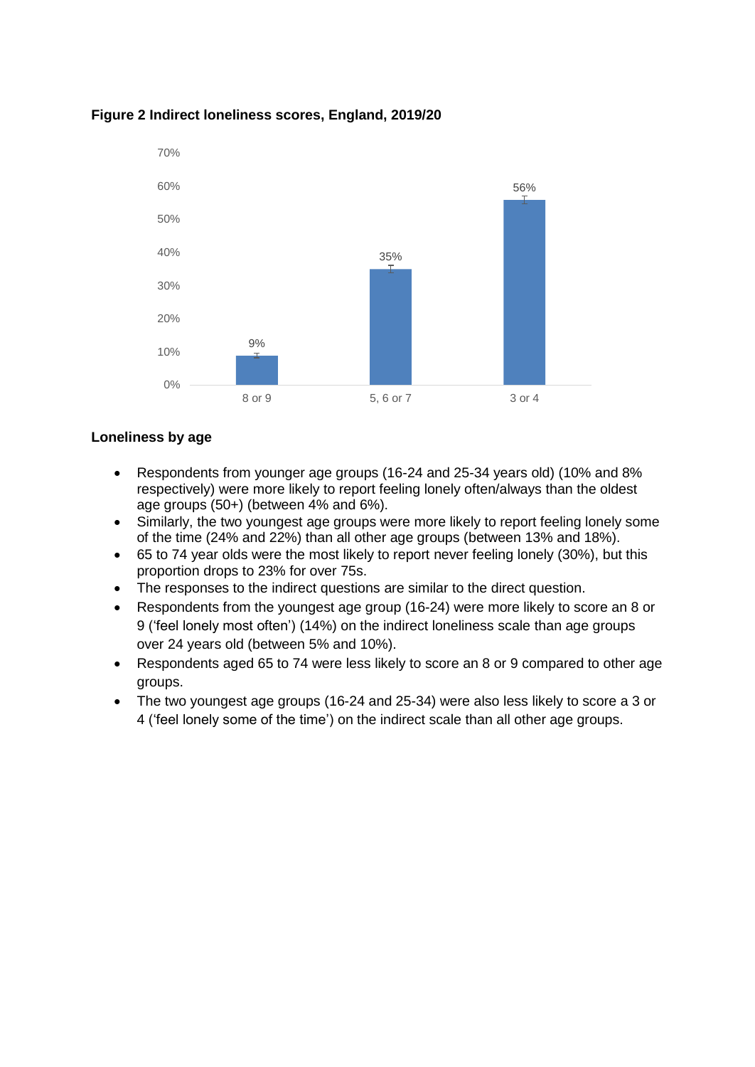**Figure 2 Indirect loneliness scores, England, 2019/20**

70%
60%
50%
40%
30%
20%
10%
0%

9%
35%
56%

8 or 9
5, 6 or 7
3 or 4

**Loneliness by age**

- Respondents from younger age groups (16-24 and 25-34 years old) (10% and 8% respectively) were more likely to report feeling lonely often/always than the oldest age groups (50+) (between 4% and 6%).
- Similarly, the two youngest age groups were more likely to report feeling lonely some of the time (24% and 22%) than all other age groups (between 13% and 18%).
- 65 to 74 year olds were the most likely to report never feeling lonely (30%), but this proportion drops to 23% for over 75s.
- The responses to the indirect questions are similar to the direct question.
- Respondents from the youngest age group (16-24) were more likely to score an 8 or 9 ('feel lonely most often') (14%) on the indirect loneliness scale than age groups over 24 years old (between 5% and 10%).
- Respondents aged 65 to 74 were less likely to score an 8 or 9 compared to other age groups.
- The two youngest age groups (16-24 and 25-34) were also less likely to score a 3 or 4 ('feel lonely some of the time') on the indirect scale than all other age groups.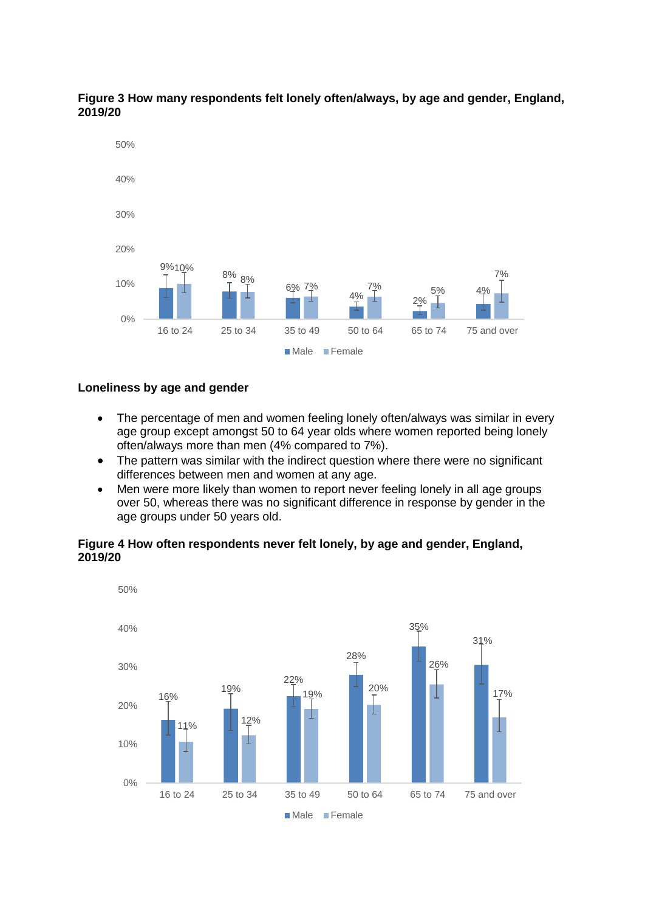**Figure 3 How many respondents felt lonely often/always, by age and gender, England, 2019/20**

50%
40%
30%
20%
10%
0%

9% 10%
8% 8%
6% 7%
4% 7%
2% 5%
4% 7%

16 to 24
25 to 34
35 to 49
50 to 64
65 to 74
75 and over

Male
Female

**Loneliness by age and gender**

- The percentage of men and women feeling lonely often/always was similar in every age group except amongst 50 to 64 year olds where women reported being lonely often/always more than men (4% compared to 7%).
- The pattern was similar with the indirect question where there were no significant differences between men and women at any age.
- Men were more likely than women to report never feeling lonely in all age groups over 50, whereas there was no significant difference in response by gender in the age groups under 50 years old.

**Figure 4 How often respondents never felt lonely, by age and gender, England, 2019/20**

50%
40%
30%
20%
10%
0%

16% 11%
19% 12%
22% 19%
28% 20%
35% 26%
31% 17%

16 to 24
25 to 34
35 to 49
50 to 64
65 to 74
75 and over

Male
Female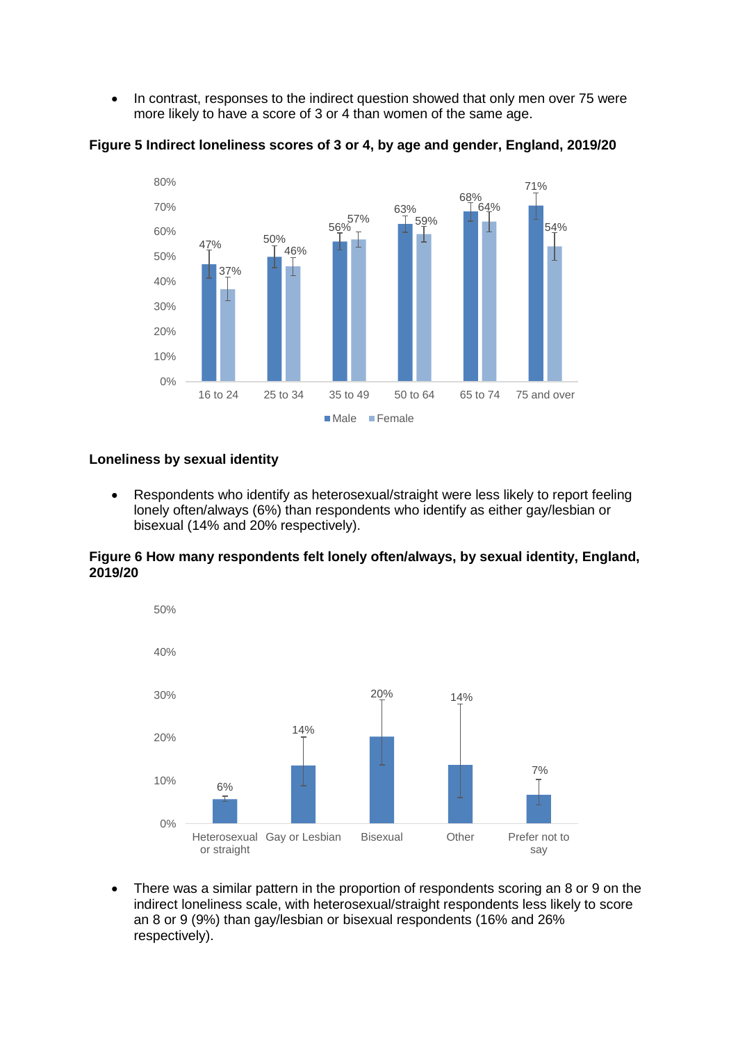- In contrast, responses to the indirect question showed that only men over 75 were more likely to have a score of 3 or 4 than women of the same age.

**Figure 5 Indirect loneliness scores of 3 or 4, by age and gender, England, 2019/20**

80%
70%
60%
50%
40%
30%
20%
10%
0%

16 to 24: 47%, 37%
25 to 34: 50%, 46%
35 to 49: 56%, 57%
50 to 64: 63%, 59%
65 to 74: 68%, 64%
75 and over: 71%, 54%

Male Female

## Loneliness by sexual identity

- Respondents who identify as heterosexual/straight were less likely to report feeling lonely often/always (6%) than respondents who identify as either gay/lesbian or bisexual (14% and 20% respectively).

**Figure 6 How many respondents felt lonely often/always, by sexual identity, England, 2019/20**

50%
40%
30%
20%
10%
0%

Heterosexual or straight: 6%
Gay or Lesbian: 14%
Bisexual: 20%
Other: 14%
Prefer not to say: 7%

- There was a similar pattern in the proportion of respondents scoring an 8 or 9 on the indirect loneliness scale, with heterosexual/straight respondents less likely to score an 8 or 9 (9%) than gay/lesbian or bisexual respondents (16% and 26% respectively).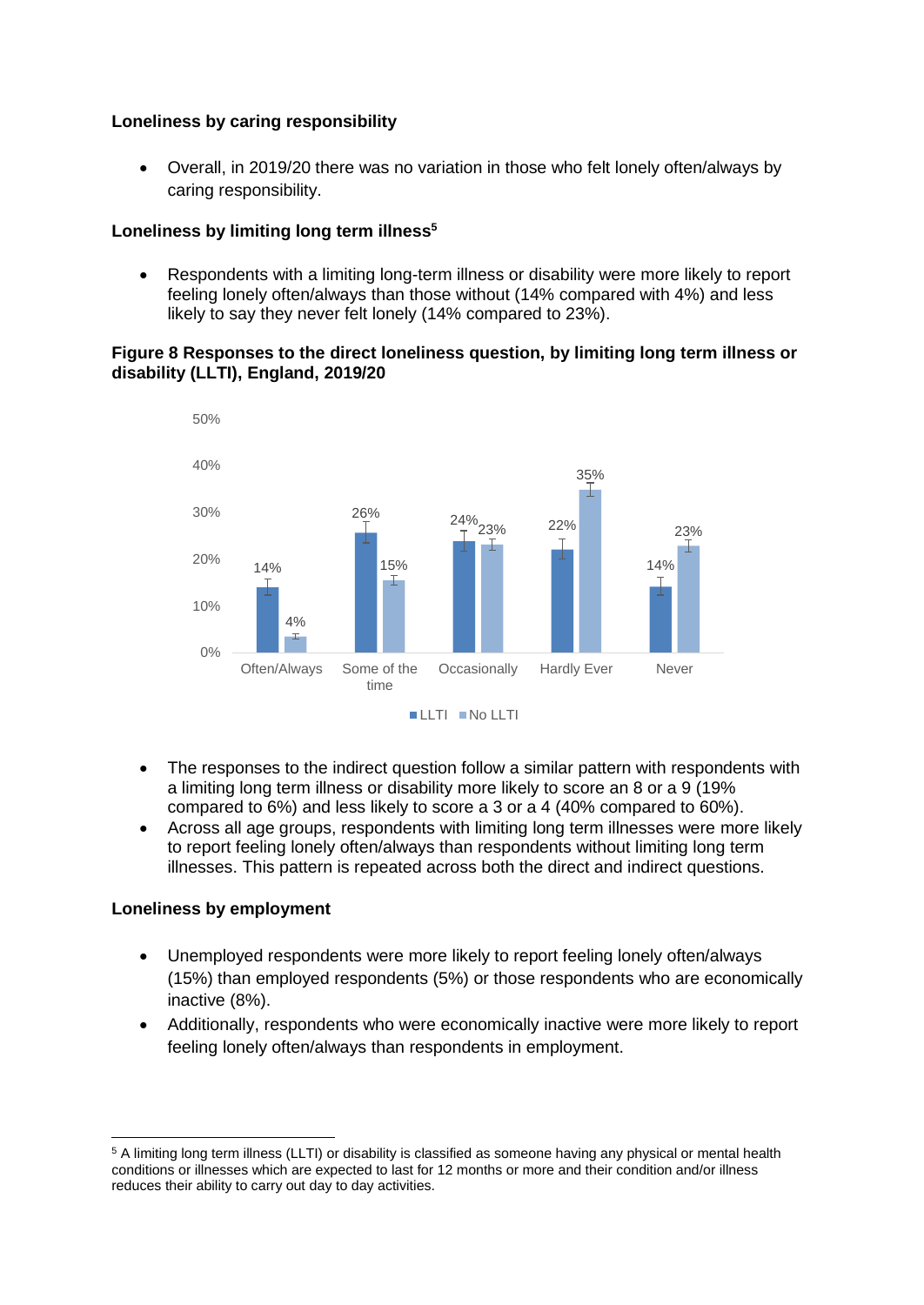### Loneliness by caring responsibility

- Overall, in 2019/20 there was no variation in those who felt lonely often/always by caring responsibility.

### Loneliness by limiting long term illness[5]

- Respondents with a limiting long-term illness or disability were more likely to report feeling lonely often/always than those without (14% compared with 4%) and less likely to say they never felt lonely (14% compared to 23%).

**Figure 8 Responses to the direct loneliness question, by limiting long term illness or disability (LLTI), England, 2019/20**

50%
40%
30%
20%
10%
0%

Often/Always: 14%, 4%
Some of the time: 26%, 15%
Occasionally: 24%, 23%
Hardly Ever: 22%, 35%
Never: 14%, 23%

LLTI  No LLTI

- The responses to the indirect question follow a similar pattern with respondents with a limiting long term illness or disability more likely to score an 8 or a 9 (19% compared to 6%) and less likely to score a 3 or a 4 (40% compared to 60%).
- Across all age groups, respondents with limiting long term illnesses were more likely to report feeling lonely often/always than respondents without limiting long term illnesses. This pattern is repeated across both the direct and indirect questions.

### Loneliness by employment

- Unemployed respondents were more likely to report feeling lonely often/always (15%) than employed respondents (5%) or those respondents who are economically inactive (8%).
- Additionally, respondents who were economically inactive were more likely to report feeling lonely often/always than respondents in employment.

[5] A limiting long term illness (LLTI) or disability is classified as someone having any physical or mental health conditions or illnesses which are expected to last for 12 months or more and their condition and/or illness reduces their ability to carry out day to day activities.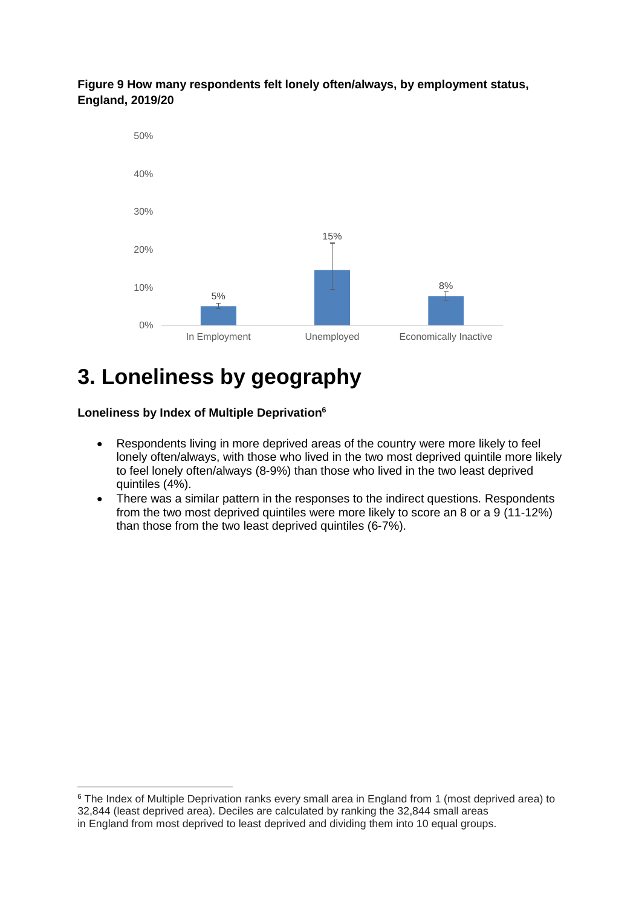**Figure 9 How many respondents felt lonely often/always, by employment status, England, 2019/20**

50%
40%
30%
20%
10%
0%

5%
15%
8%

In Employment
Unemployed
Economically Inactive

# 3. Loneliness by geography

**Loneliness by Index of Multiple Deprivation[6]**

- Respondents living in more deprived areas of the country were more likely to feel lonely often/always, with those who lived in the two most deprived quintile more likely to feel lonely often/always (8-9%) than those who lived in the two least deprived quintiles (4%).
- There was a similar pattern in the responses to the indirect questions. Respondents from the two most deprived quintiles were more likely to score an 8 or a 9 (11-12%) than those from the two least deprived quintiles (6-7%).

[6] The Index of Multiple Deprivation ranks every small area in England from 1 (most deprived area) to 32,844 (least deprived area). Deciles are calculated by ranking the 32,844 small areas in England from most deprived to least deprived and dividing them into 10 equal groups.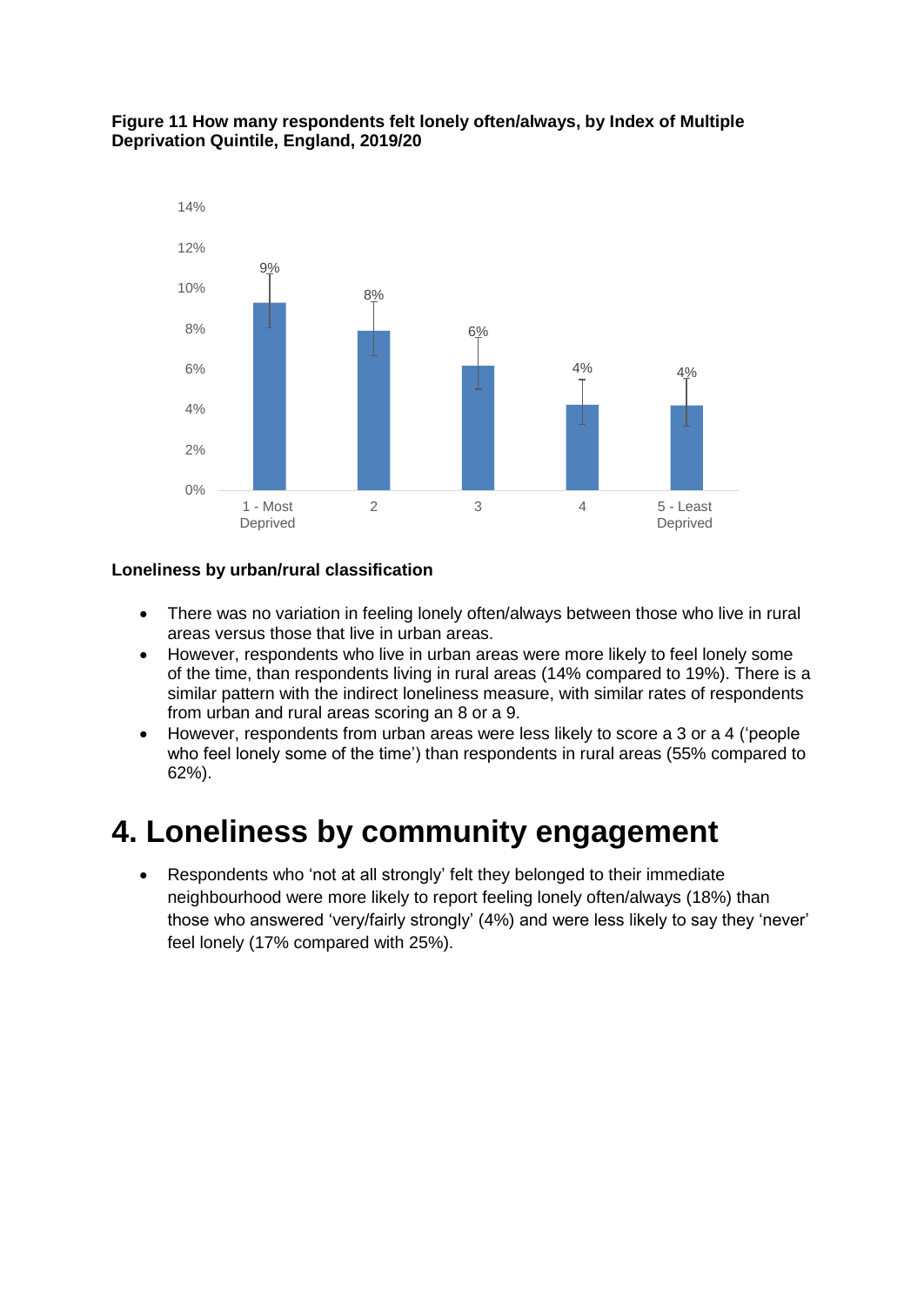**Figure 11 How many respondents felt lonely often/always, by Index of Multiple Deprivation Quintile, England, 2019/20**

14%
12%
10%
8%
6%
4%
2%
0%

9%
8%
6%
4%
4%

1 - Most Deprived
2
3
4
5 - Least Deprived

### Loneliness by urban/rural classification

- There was no variation in feeling lonely often/always between those who live in rural areas versus those that live in urban areas.
- However, respondents who live in urban areas were more likely to feel lonely some of the time, than respondents living in rural areas (14% compared to 19%). There is a similar pattern with the indirect loneliness measure, with similar rates of respondents from urban and rural areas scoring an 8 or a 9.
- However, respondents from urban areas were less likely to score a 3 or a 4 ('people who feel lonely some of the time') than respondents in rural areas (55% compared to 62%).

# 4. Loneliness by community engagement

- Respondents who 'not at all strongly' felt they belonged to their immediate neighbourhood were more likely to report feeling lonely often/always (18%) than those who answered 'very/fairly strongly' (4%) and were less likely to say they 'never' feel lonely (17% compared with 25%).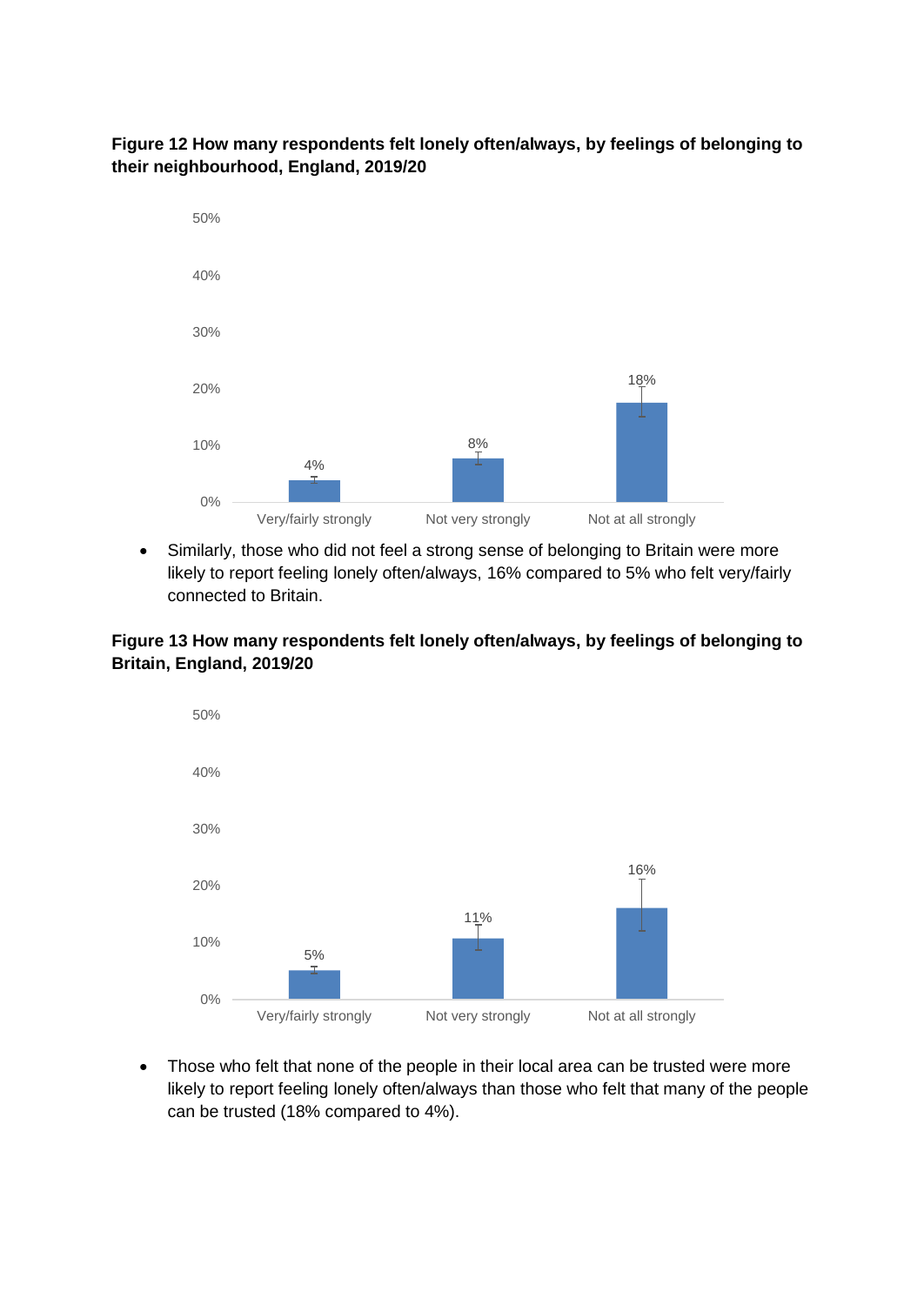**Figure 12 How many respondents felt lonely often/always, by feelings of belonging to their neighbourhood, England, 2019/20**

50%
40%
30%
20%
10%
0%

4%
8%
18%

Very/fairly strongly
Not very strongly
Not at all strongly

- Similarly, those who did not feel a strong sense of belonging to Britain were more likely to report feeling lonely often/always, 16% compared to 5% who felt very/fairly connected to Britain.

**Figure 13 How many respondents felt lonely often/always, by feelings of belonging to Britain, England, 2019/20**

50%
40%
30%
20%
10%
0%

5%
11%
16%

Very/fairly strongly
Not very strongly
Not at all strongly

- Those who felt that none of the people in their local area can be trusted were more likely to report feeling lonely often/always than those who felt that many of the people can be trusted (18% compared to 4%).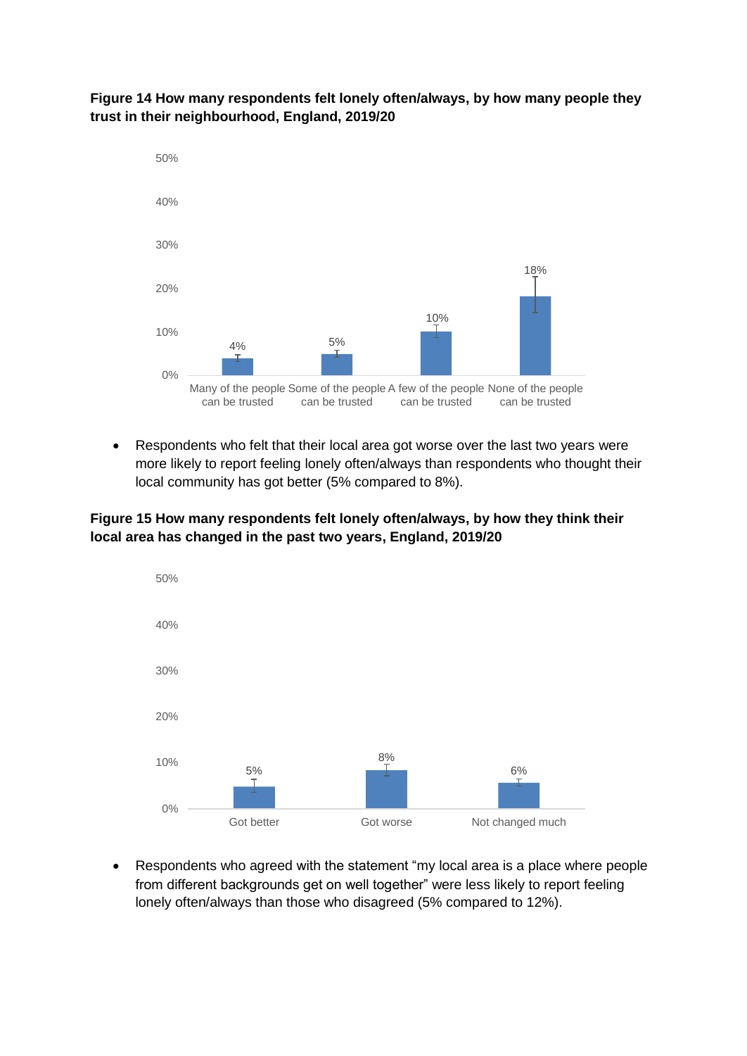**Figure 14 How many respondents felt lonely often/always, by how many people they trust in their neighbourhood, England, 2019/20**

50%
40%
30%
20%
10%
0%

4%
5%
10%
18%

Many of the people can be trusted
Some of the people can be trusted
A few of the people can be trusted
None of the people can be trusted

- Respondents who felt that their local area got worse over the last two years were more likely to report feeling lonely often/always than respondents who thought their local community has got better (5% compared to 8%).

**Figure 15 How many respondents felt lonely often/always, by how they think their local area has changed in the past two years, England, 2019/20**

50%
40%
30%
20%
10%
0%

5%
8%
6%

Got better
Got worse
Not changed much

- Respondents who agreed with the statement "my local area is a place where people from different backgrounds get on well together" were less likely to report feeling lonely often/always than those who disagreed (5% compared to 12%).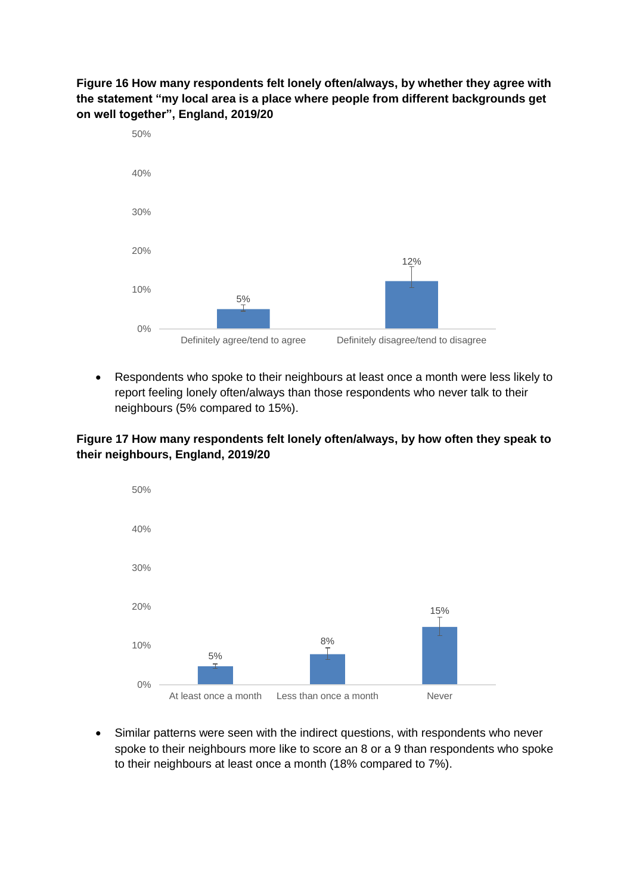**Figure 16 How many respondents felt lonely often/always, by whether they agree with the statement "my local area is a place where people from different backgrounds get on well together", England, 2019/20**

50%
40%
30%
20%
10%
0%

5%
12%

Definitely agree/tend to agree
Definitely disagree/tend to disagree

- Respondents who spoke to their neighbours at least once a month were less likely to report feeling lonely often/always than those respondents who never talk to their neighbours (5% compared to 15%).

**Figure 17 How many respondents felt lonely often/always, by how often they speak to their neighbours, England, 2019/20**

50%
40%
30%
20%
10%
0%

5%
8%
15%

At least once a month
Less than once a month
Never

- Similar patterns were seen with the indirect questions, with respondents who never spoke to their neighbours more like to score an 8 or a 9 than respondents who spoke to their neighbours at least once a month (18% compared to 7%).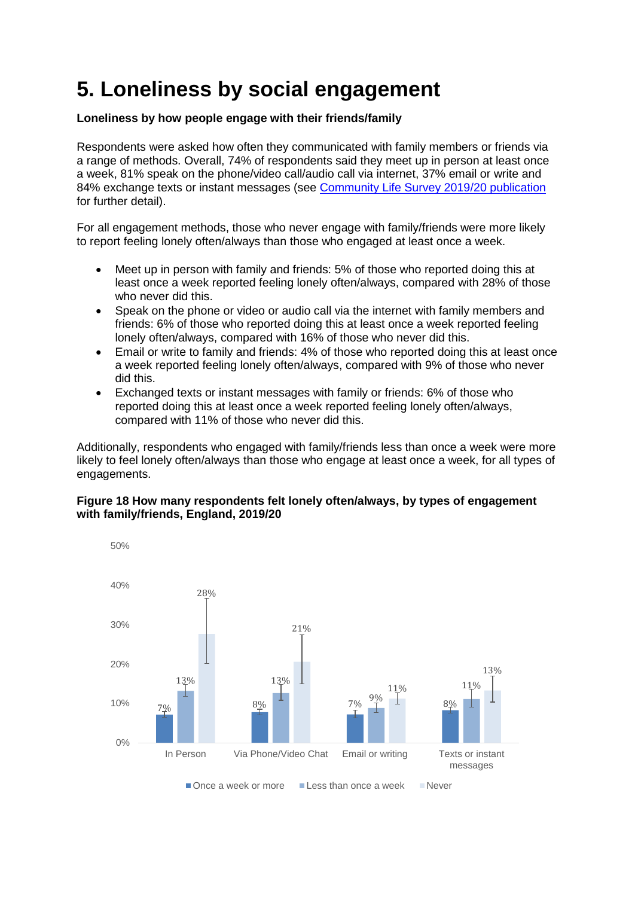# 5. Loneliness by social engagement

**Loneliness by how people engage with their friends/family**

Respondents were asked how often they communicated with family members or friends via a range of methods. Overall, 74% of respondents said they meet up in person at least once a week, 81% speak on the phone/video call/audio call via internet, 37% email or write and 84% exchange texts or instant messages (see Community Life Survey 2019/20 publication for further detail).

For all engagement methods, those who never engage with family/friends were more likely to report feeling lonely often/always than those who engaged at least once a week.

- Meet up in person with family and friends: 5% of those who reported doing this at least once a week reported feeling lonely often/always, compared with 28% of those who never did this.
- Speak on the phone or video or audio call via the internet with family members and friends: 6% of those who reported doing this at least once a week reported feeling lonely often/always, compared with 16% of those who never did this.
- Email or write to family and friends: 4% of those who reported doing this at least once a week reported feeling lonely often/always, compared with 9% of those who never did this.
- Exchanged texts or instant messages with family or friends: 6% of those who reported doing this at least once a week reported feeling lonely often/always, compared with 11% of those who never did this.

Additionally, respondents who engaged with family/friends less than once a week were more likely to feel lonely often/always than those who engage at least once a week, for all types of engagements.

**Figure 18 How many respondents felt lonely often/always, by types of engagement with family/friends, England, 2019/20**

50%
40%
30%
20%
10%
0%

In Person: 7%, 13%, 28%
Via Phone/Video Chat: 8%, 13%, 21%
Email or writing: 7%, 9%, 11%
Texts or instant messages: 8%, 11%, 13%

Once a week or more
Less than once a week
Never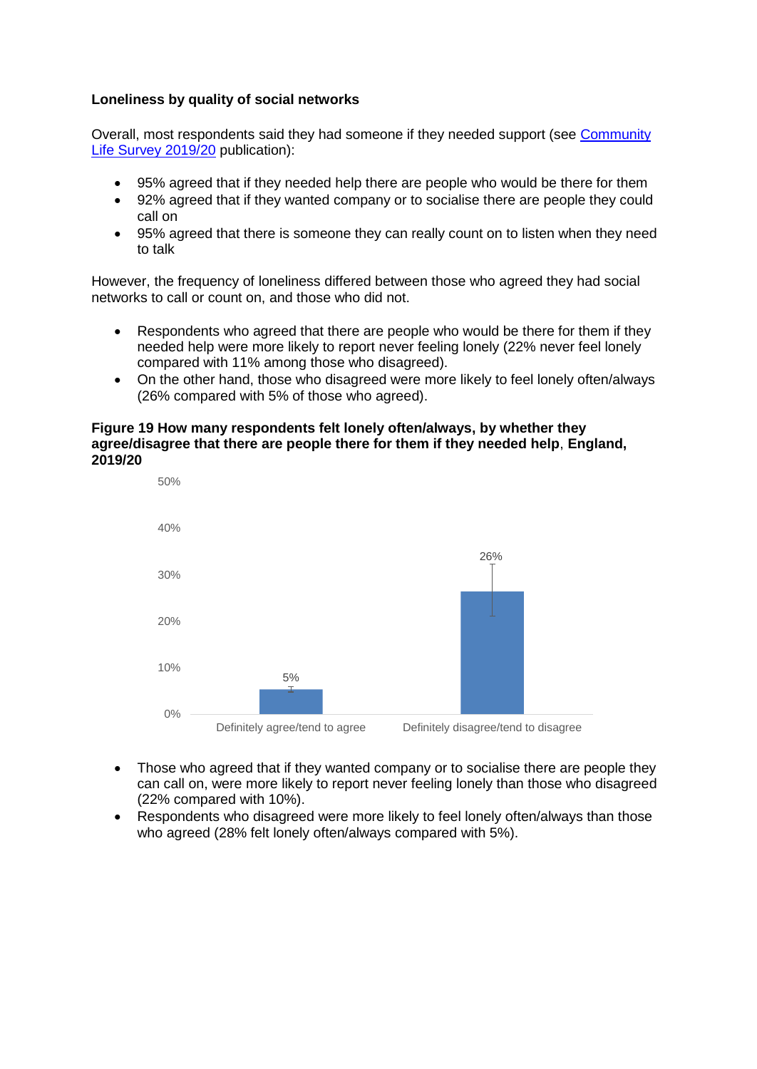**Loneliness by quality of social networks**

Overall, most respondents said they had someone if they needed support (see [Community Life Survey 2019/20](#) publication):

- 95% agreed that if they needed help there are people who would be there for them
- 92% agreed that if they wanted company or to socialise there are people they could call on
- 95% agreed that there is someone they can really count on to listen when they need to talk

However, the frequency of loneliness differed between those who agreed they had social networks to call or count on, and those who did not.

- Respondents who agreed that there are people who would be there for them if they needed help were more likely to report never feeling lonely (22% never feel lonely compared with 11% among those who disagreed).
- On the other hand, those who disagreed were more likely to feel lonely often/always (26% compared with 5% of those who agreed).

**Figure 19 How many respondents felt lonely often/always, by whether they agree/disagree that there are people there for them if they needed help, England, 2019/20**

50%
40%
30%
20%
10%
0%

5%
26%

Definitely agree/tend to agree
Definitely disagree/tend to disagree

- Those who agreed that if they wanted company or to socialise there are people they can call on, were more likely to report never feeling lonely than those who disagreed (22% compared with 10%).
- Respondents who disagreed were more likely to feel lonely often/always than those who agreed (28% felt lonely often/always compared with 5%).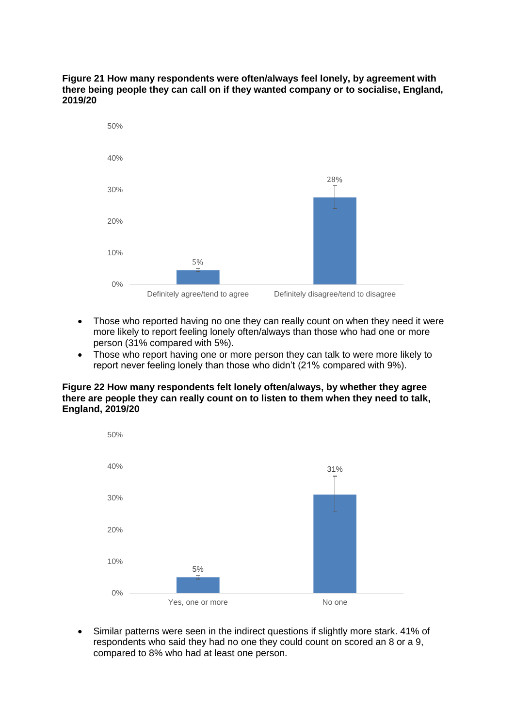**Figure 21 How many respondents were often/always feel lonely, by agreement with there being people they can call on if they wanted company or to socialise, England, 2019/20**

50%
40%
30%
20%
10%
0%

5%
28%

Definitely agree/tend to agree
Definitely disagree/tend to disagree

- Those who reported having no one they can really count on when they need it were more likely to report feeling lonely often/always than those who had one or more person (31% compared with 5%).
- Those who report having one or more person they can talk to were more likely to report never feeling lonely than those who didn't (21% compared with 9%).

**Figure 22 How many respondents felt lonely often/always, by whether they agree there are people they can really count on to listen to them when they need to talk, England, 2019/20**

50%
40%
30%
20%
10%
0%

5%
31%

Yes, one or more
No one

- Similar patterns were seen in the indirect questions if slightly more stark. 41% of respondents who said they had no one they could count on scored an 8 or a 9, compared to 8% who had at least one person.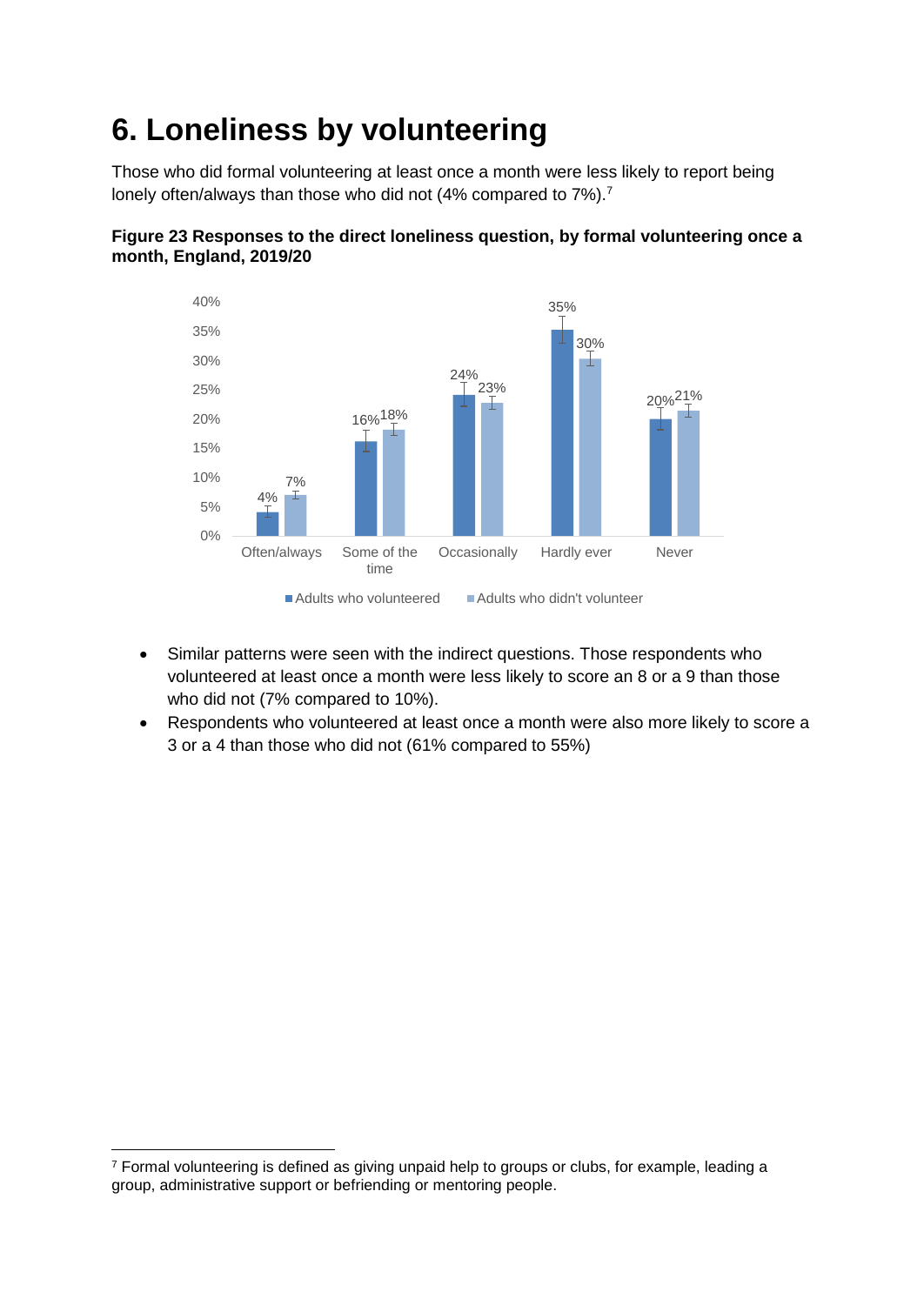# 6. Loneliness by volunteering

Those who did formal volunteering at least once a month were less likely to report being lonely often/always than those who did not (4% compared to 7%).[7]

**Figure 23 Responses to the direct loneliness question, by formal volunteering once a month, England, 2019/20**

40%
35%
30%
25%
20%
15%
10%
5%
0%

Often/always: 4% 7%
Some of the time: 16% 18%
Occasionally: 24% 23%
Hardly ever: 35% 30%
Never: 20% 21%

Adults who volunteered
Adults who didn't volunteer

- Similar patterns were seen with the indirect questions. Those respondents who volunteered at least once a month were less likely to score an 8 or a 9 than those who did not (7% compared to 10%).
- Respondents who volunteered at least once a month were also more likely to score a 3 or a 4 than those who did not (61% compared to 55%)

[7] Formal volunteering is defined as giving unpaid help to groups or clubs, for example, leading a group, administrative support or befriending or mentoring people.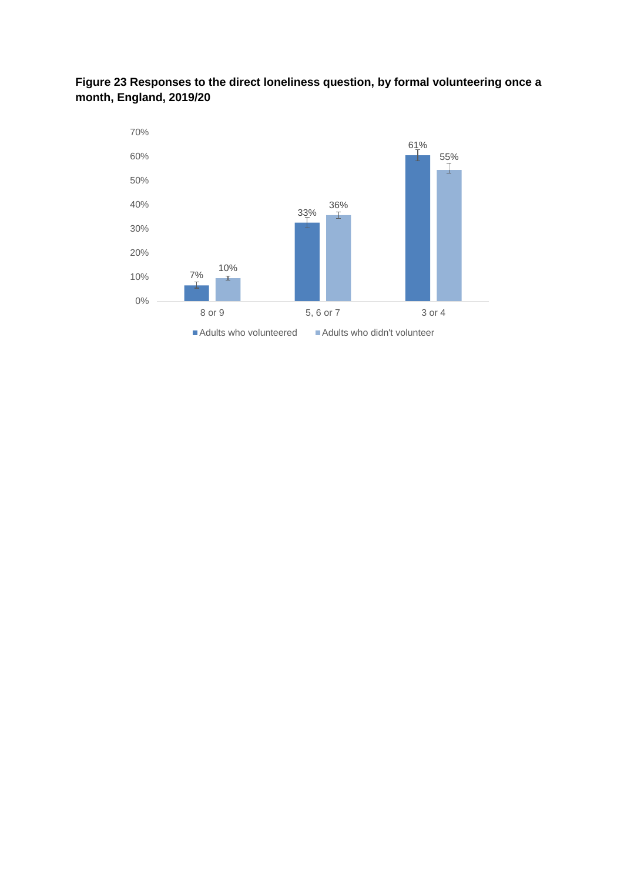**Figure 23 Responses to the direct loneliness question, by formal volunteering once a month, England, 2019/20**

70%
60%
50%
40%
30%
20%
10%
0%

7%
10%
33%
36%
61%
55%

8 or 9
5, 6 or 7
3 or 4

Adults who volunteered
Adults who didn't volunteer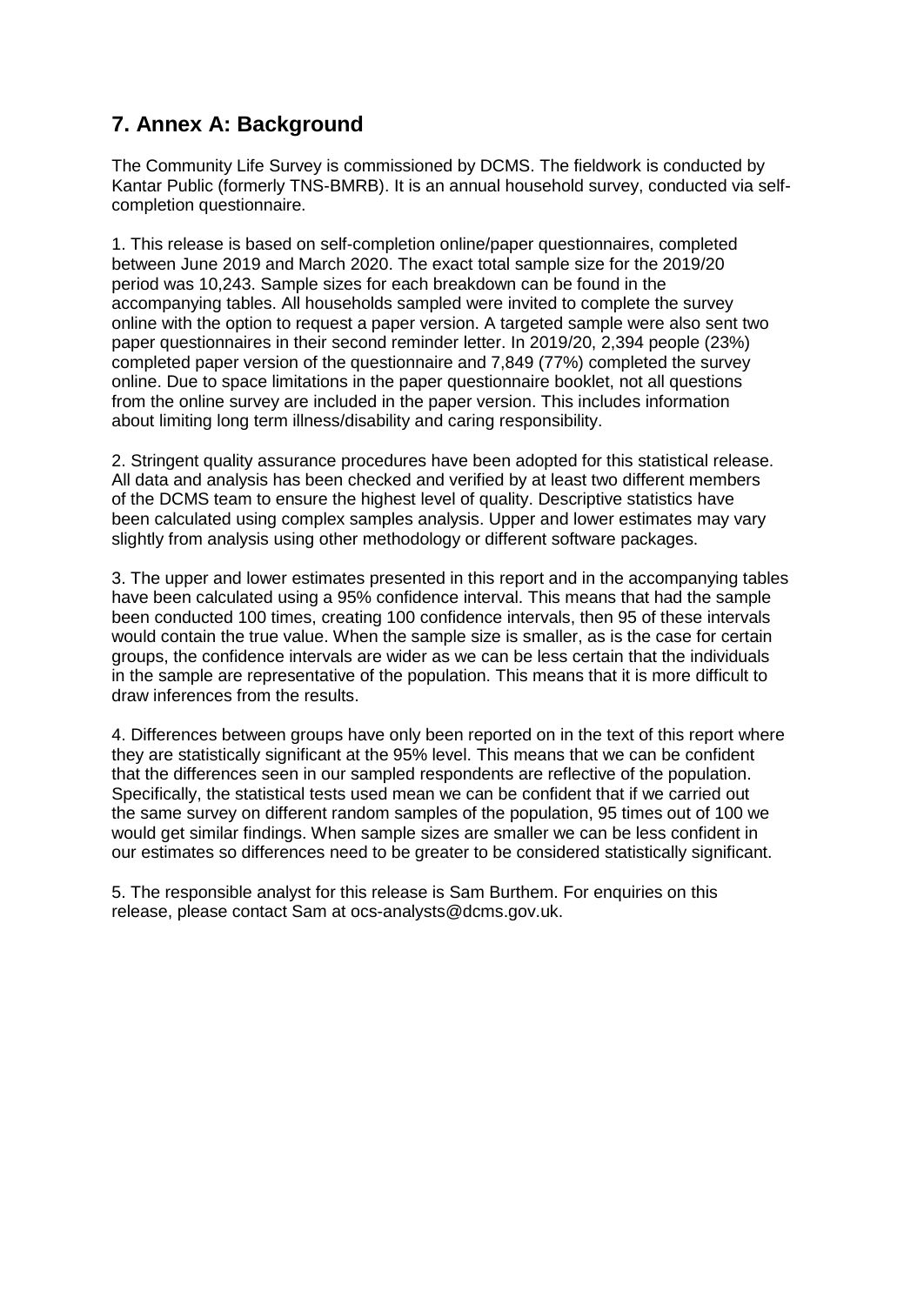## 7. Annex A: Background

The Community Life Survey is commissioned by DCMS. The fieldwork is conducted by Kantar Public (formerly TNS-BMRB). It is an annual household survey, conducted via self-completion questionnaire.

1. This release is based on self-completion online/paper questionnaires, completed between June 2019 and March 2020. The exact total sample size for the 2019/20 period was 10,243. Sample sizes for each breakdown can be found in the accompanying tables. All households sampled were invited to complete the survey online with the option to request a paper version. A targeted sample were also sent two paper questionnaires in their second reminder letter. In 2019/20, 2,394 people (23%) completed paper version of the questionnaire and 7,849 (77%) completed the survey online. Due to space limitations in the paper questionnaire booklet, not all questions from the online survey are included in the paper version. This includes information about limiting long term illness/disability and caring responsibility.

2. Stringent quality assurance procedures have been adopted for this statistical release. All data and analysis has been checked and verified by at least two different members of the DCMS team to ensure the highest level of quality. Descriptive statistics have been calculated using complex samples analysis. Upper and lower estimates may vary slightly from analysis using other methodology or different software packages.

3. The upper and lower estimates presented in this report and in the accompanying tables have been calculated using a 95% confidence interval. This means that had the sample been conducted 100 times, creating 100 confidence intervals, then 95 of these intervals would contain the true value. When the sample size is smaller, as is the case for certain groups, the confidence intervals are wider as we can be less certain that the individuals in the sample are representative of the population. This means that it is more difficult to draw inferences from the results.

4. Differences between groups have only been reported on in the text of this report where they are statistically significant at the 95% level. This means that we can be confident that the differences seen in our sampled respondents are reflective of the population. Specifically, the statistical tests used mean we can be confident that if we carried out the same survey on different random samples of the population, 95 times out of 100 we would get similar findings. When sample sizes are smaller we can be less confident in our estimates so differences need to be greater to be considered statistically significant.

5. The responsible analyst for this release is Sam Burthem. For enquiries on this release, please contact Sam at ocs-analysts@dcms.gov.uk.